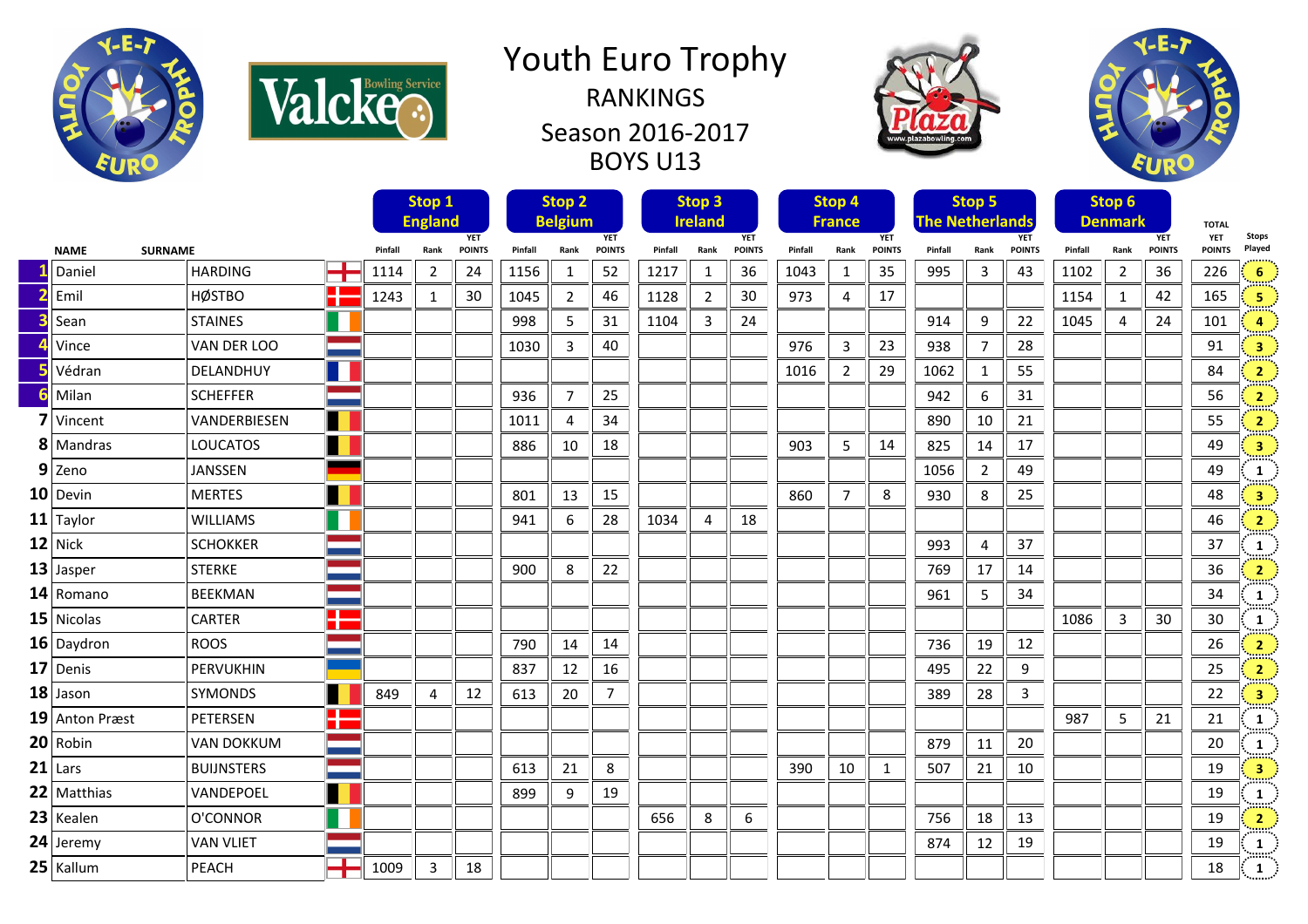# Youth Euro Trophy

## RANKINGS

## Season 2016-2017

## BOYS U13

| # | NAME | SURNAME | Stop 1 England Pinfall | Rank | YET POINTS | Stop 2 Belgium Pinfall | Rank | YET POINTS | Stop 3 Ireland Pinfall | Rank | YET POINTS | Stop 4 France Pinfall | Rank | YET POINTS | Stop 5 The Netherlands Pinfall | Rank | YET POINTS | Stop 6 Denmark Pinfall | Rank | YET POINTS | TOTAL YET POINTS | Stops Played |
|---|---|---|---|---|---|---|---|---|---|---|---|---|---|---|---|---|---|---|---|---|---|---|
| 1 | Daniel | HARDING | 1114 | 2 | 24 | 1156 | 1 | 52 | 1217 | 1 | 36 | 1043 | 1 | 35 | 995 | 3 | 43 | 1102 | 2 | 36 | 226 | 6 |
| 2 | Emil | HØSTBO | 1243 | 1 | 30 | 1045 | 2 | 46 | 1128 | 2 | 30 | 973 | 4 | 17 | | | | 1154 | 1 | 42 | 165 | 5 |
| 3 | Sean | STAINES | | | | 998 | 5 | 31 | 1104 | 3 | 24 | | | | 914 | 9 | 22 | 1045 | 4 | 24 | 101 | 4 |
| 4 | Vince | VAN DER LOO | | | | 1030 | 3 | 40 | | | | 976 | 3 | 23 | 938 | 7 | 28 | | | | 91 | 3 |
| 5 | Védran | DELANDHUY | | | | | | | | | | 1016 | 2 | 29 | 1062 | 1 | 55 | | | | 84 | 2 |
| 6 | Milan | SCHEFFER | | | | 936 | 7 | 25 | | | | | | | 942 | 6 | 31 | | | | 56 | 2 |
| 7 | Vincent | VANDERBIESEN | | | | 1011 | 4 | 34 | | | | | | | 890 | 10 | 21 | | | | 55 | 2 |
| 8 | Mandras | LOUCATOS | | | | 886 | 10 | 18 | | | | 903 | 5 | 14 | 825 | 14 | 17 | | | | 49 | 3 |
| 9 | Zeno | JANSSEN | | | | | | | | | | | | | 1056 | 2 | 49 | | | | 49 | 1 |
| 10 | Devin | MERTES | | | | 801 | 13 | 15 | | | | 860 | 7 | 8 | 930 | 8 | 25 | | | | 48 | 3 |
| 11 | Taylor | WILLIAMS | | | | 941 | 6 | 28 | 1034 | 4 | 18 | | | | | | | | | | 46 | 2 |
| 12 | Nick | SCHOKKER | | | | | | | | | | | | | 993 | 4 | 37 | | | | 37 | 1 |
| 13 | Jasper | STERKE | | | | 900 | 8 | 22 | | | | | | | 769 | 17 | 14 | | | | 36 | 2 |
| 14 | Romano | BEEKMAN | | | | | | | | | | | | | 961 | 5 | 34 | | | | 34 | 1 |
| 15 | Nicolas | CARTER | | | | | | | | | | | | | | | | 1086 | 3 | 30 | 30 | 1 |
| 16 | Daydron | ROOS | | | | 790 | 14 | 14 | | | | | | | 736 | 19 | 12 | | | | 26 | 2 |
| 17 | Denis | PERVUKHIN | | | | 837 | 12 | 16 | | | | | | | 495 | 22 | 9 | | | | 25 | 2 |
| 18 | Jason | SYMONDS | 849 | 4 | 12 | 613 | 20 | 7 | | | | | | | 389 | 28 | 3 | | | | 22 | 3 |
| 19 | Anton Præst | PETERSEN | | | | | | | | | | | | | | | | 987 | 5 | 21 | 21 | 1 |
| 20 | Robin | VAN DOKKUM | | | | | | | | | | | | | 879 | 11 | 20 | | | | 20 | 1 |
| 21 | Lars | BUIJNSTERS | | | | 613 | 21 | 8 | | | | 390 | 10 | 1 | 507 | 21 | 10 | | | | 19 | 3 |
| 22 | Matthias | VANDEPOEL | | | | 899 | 9 | 19 | | | | | | | | | | | | | 19 | 1 |
| 23 | Kealen | O'CONNOR | | | | | | | 656 | 8 | 6 | | | | 756 | 18 | 13 | | | | 19 | 2 |
| 24 | Jeremy | VAN VLIET | | | | | | | | | | | | | 874 | 12 | 19 | | | | 19 | 1 |
| 25 | Kallum | PEACH | 1009 | 3 | 18 | | | | | | | | | | | | | | | | 18 | 1 |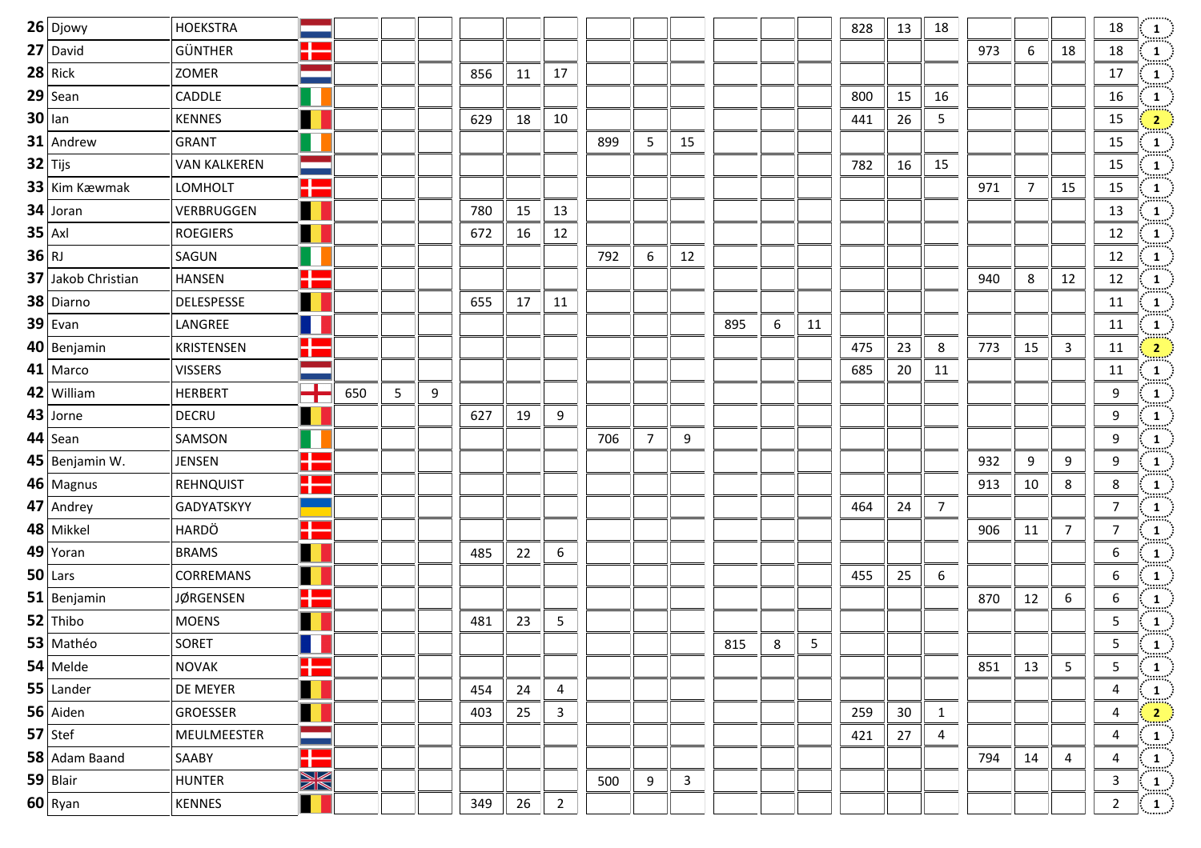| | | | | | | | | | | | | | | | | | | | | | |
|---|---|---|---|---|---|---|---|---|---|---|---|---|---|---|---|---|---|---|---|---|---|
| **26** | Djowy | HOEKSTRA | | | | | | | | | | | | | 828 | 13 | 18 | | | | 18 | 1 |
| **27** | David | GÜNTHER | | | | | | | | | | | | | | | | 973 | 6 | 18 | 18 | 1 |
| **28** | Rick | ZOMER | | | | 856 | 11 | 17 | | | | | | | | | | | | | 17 | 1 |
| **29** | Sean | CADDLE | | | | | | | | | | | | | 800 | 15 | 16 | | | | 16 | 1 |
| **30** | Ian | KENNES | | | | 629 | 18 | 10 | | | | | | | 441 | 26 | 5 | | | | 15 | 2 |
| **31** | Andrew | GRANT | | | | | | | 899 | 5 | 15 | | | | | | | | | | 15 | 1 |
| **32** | Tijs | VAN KALKEREN | | | | | | | | | | | | | 782 | 16 | 15 | | | | 15 | 1 |
| **33** | Kim Kæwmak | LOMHOLT | | | | | | | | | | | | | | | | 971 | 7 | 15 | 15 | 1 |
| **34** | Joran | VERBRUGGEN | | | | 780 | 15 | 13 | | | | | | | | | | | | | 13 | 1 |
| **35** | Axl | ROEGIERS | | | | 672 | 16 | 12 | | | | | | | | | | | | | 12 | 1 |
| **36** | RJ | SAGUN | | | | | | | 792 | 6 | 12 | | | | | | | | | | 12 | 1 |
| **37** | Jakob Christian | HANSEN | | | | | | | | | | | | | | | | 940 | 8 | 12 | 12 | 1 |
| **38** | Diarno | DELESPESSE | | | | 655 | 17 | 11 | | | | | | | | | | | | | 11 | 1 |
| **39** | Evan | LANGREE | | | | | | | | | | 895 | 6 | 11 | | | | | | | 11 | 1 |
| **40** | Benjamin | KRISTENSEN | | | | | | | | | | | | | 475 | 23 | 8 | 773 | 15 | 3 | 11 | 2 |
| **41** | Marco | VISSERS | | | | | | | | | | | | | 685 | 20 | 11 | | | | 11 | 1 |
| **42** | William | HERBERT | 650 | 5 | 9 | | | | | | | | | | | | | | | | 9 | 1 |
| **43** | Jorne | DECRU | | | | 627 | 19 | 9 | | | | | | | | | | | | | 9 | 1 |
| **44** | Sean | SAMSON | | | | | | | 706 | 7 | 9 | | | | | | | | | | 9 | 1 |
| **45** | Benjamin W. | JENSEN | | | | | | | | | | | | | | | | 932 | 9 | 9 | 9 | 1 |
| **46** | Magnus | REHNQUIST | | | | | | | | | | | | | | | | 913 | 10 | 8 | 8 | 1 |
| **47** | Andrey | GADYATSKYY | | | | | | | | | | | | | 464 | 24 | 7 | | | | 7 | 1 |
| **48** | Mikkel | HARDÖ | | | | | | | | | | | | | | | | 906 | 11 | 7 | 7 | 1 |
| **49** | Yoran | BRAMS | | | | 485 | 22 | 6 | | | | | | | | | | | | | 6 | 1 |
| **50** | Lars | CORREMANS | | | | | | | | | | | | | 455 | 25 | 6 | | | | 6 | 1 |
| **51** | Benjamin | JØRGENSEN | | | | | | | | | | | | | | | | 870 | 12 | 6 | 6 | 1 |
| **52** | Thibo | MOENS | | | | 481 | 23 | 5 | | | | | | | | | | | | | 5 | 1 |
| **53** | Mathéo | SORET | | | | | | | | | | 815 | 8 | 5 | | | | | | | 5 | 1 |
| **54** | Melde | NOVAK | | | | | | | | | | | | | | | | 851 | 13 | 5 | 5 | 1 |
| **55** | Lander | DE MEYER | | | | 454 | 24 | 4 | | | | | | | | | | | | | 4 | 1 |
| **56** | Aiden | GROESSER | | | | 403 | 25 | 3 | | | | | | | 259 | 30 | 1 | | | | 4 | 2 |
| **57** | Stef | MEULMEESTER | | | | | | | | | | | | | 421 | 27 | 4 | | | | 4 | 1 |
| **58** | Adam Baand | SAABY | | | | | | | | | | | | | | | | 794 | 14 | 4 | 4 | 1 |
| **59** | Blair | HUNTER | | | | | | | 500 | 9 | 3 | | | | | | | | | | 3 | 1 |
| **60** | Ryan | KENNES | | | | 349 | 26 | 2 | | | | | | | | | | | | | 2 | 1 |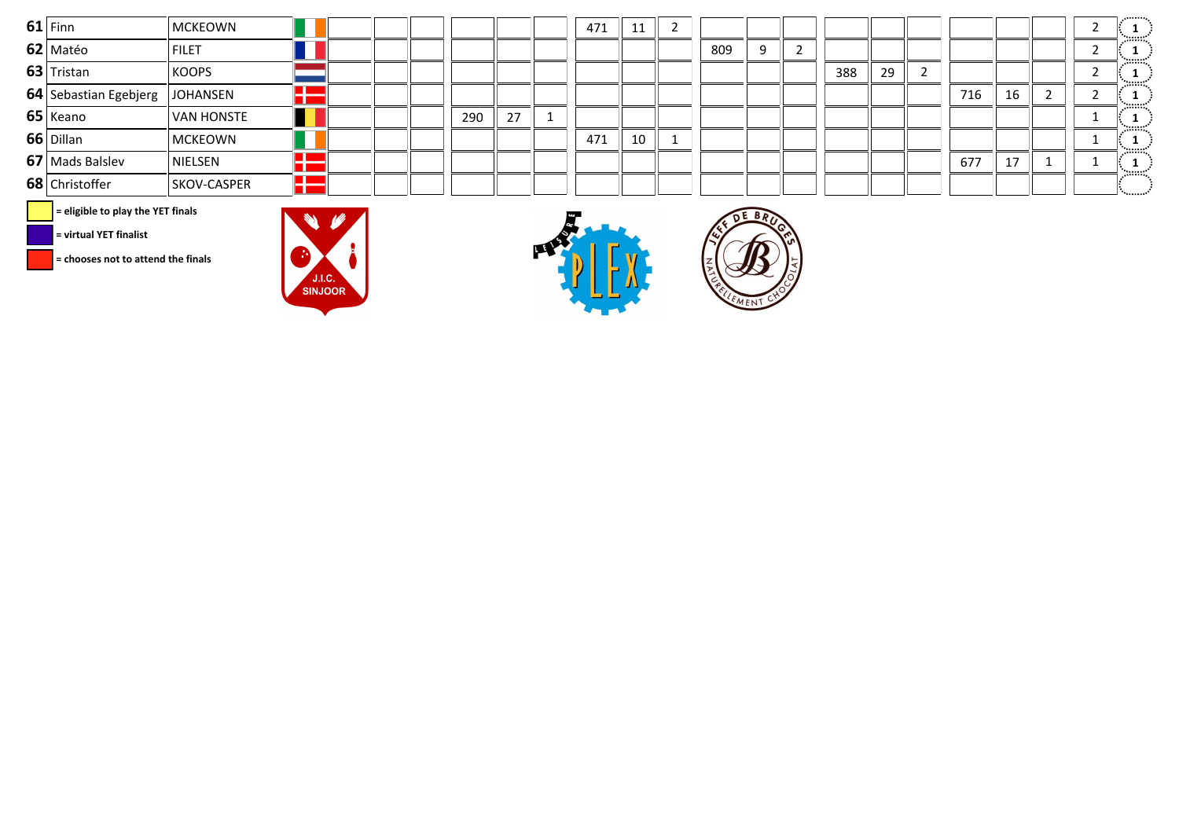| | | | | | | | | | | | | | | | | | | | | | | |
|---|---|---|---|---|---|---|---|---|---|---|---|---|---|---|---|---|---|---|---|---|---|---|
| **61** | Finn | MCKEOWN | | | | | | | | 471 | 11 | 2 | | | | | | | | | | 2 | 1 |
| **62** | Matéo | FILET | | | | | | | | | | | 809 | 9 | 2 | | | | | | | 2 | 1 |
| **63** | Tristan | KOOPS | | | | | | | | | | | | | | 388 | 29 | 2 | | | | 2 | 1 |
| **64** | Sebastian Egebjerg | JOHANSEN | | | | | | | | | | | | | | | | | 716 | 16 | 2 | 2 | 1 |
| **65** | Keano | VAN HONSTE | | | | | 290 | 27 | 1 | | | | | | | | | | | | | 1 | 1 |
| **66** | Dillan | MCKEOWN | | | | | | | | 471 | 10 | 1 | | | | | | | | | | 1 | 1 |
| **67** | Mads Balslev | NIELSEN | | | | | | | | | | | | | | | | | 677 | 17 | 1 | 1 | 1 |
| **68** | Christoffer | SKOV-CASPER | | | | | | | | | | | | | | | | | | | | | |

**= eligible to play the YET finals**

**= virtual YET finalist**

**= chooses not to attend the finals**